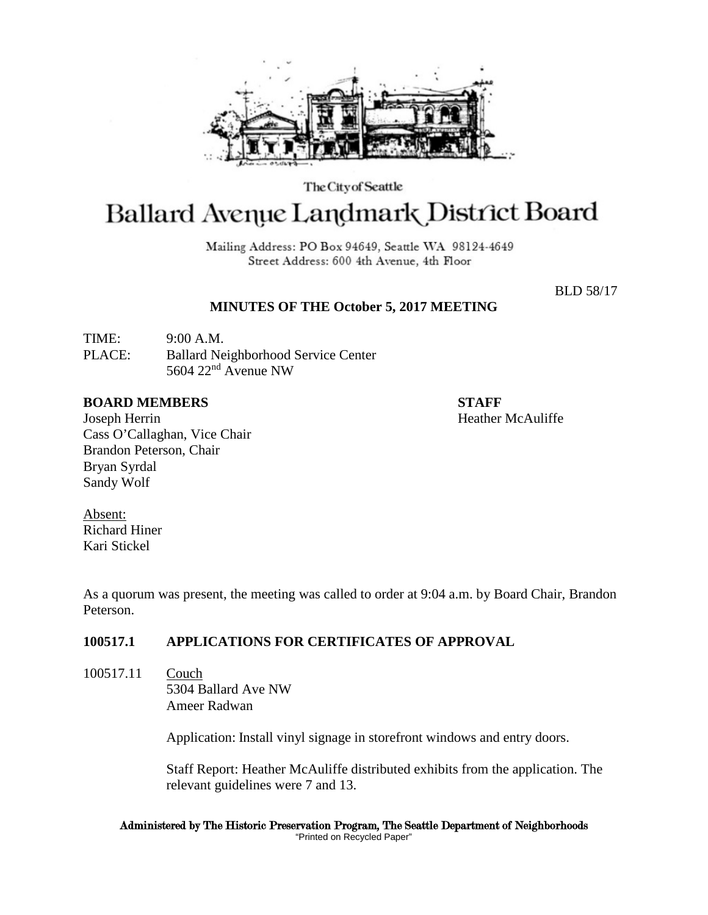The City of Seattle

# Ballard Avenue Landmark District Board

Mailing Address: PO Box 94649, Seattle WA 98124-4649
Street Address: 600 4th Avenue, 4th Floor

BLD 58/17

## MINUTES OF THE October 5, 2017 MEETING

TIME: 9:00 A.M.
PLACE: Ballard Neighborhood Service Center
5604 22nd Avenue NW

**BOARD MEMBERS**
Joseph Herrin
Cass O'Callaghan, Vice Chair
Brandon Peterson, Chair
Bryan Syrdal
Sandy Wolf

**STAFF**
Heather McAuliffe

Absent:
Richard Hiner
Kari Stickel

As a quorum was present, the meeting was called to order at 9:04 a.m. by Board Chair, Brandon Peterson.

### 100517.1 APPLICATIONS FOR CERTIFICATES OF APPROVAL

100517.11 Couch
5304 Ballard Ave NW
Ameer Radwan

Application: Install vinyl signage in storefront windows and entry doors.

Staff Report: Heather McAuliffe distributed exhibits from the application. The relevant guidelines were 7 and 13.

Administered by The Historic Preservation Program, The Seattle Department of Neighborhoods
"Printed on Recycled Paper"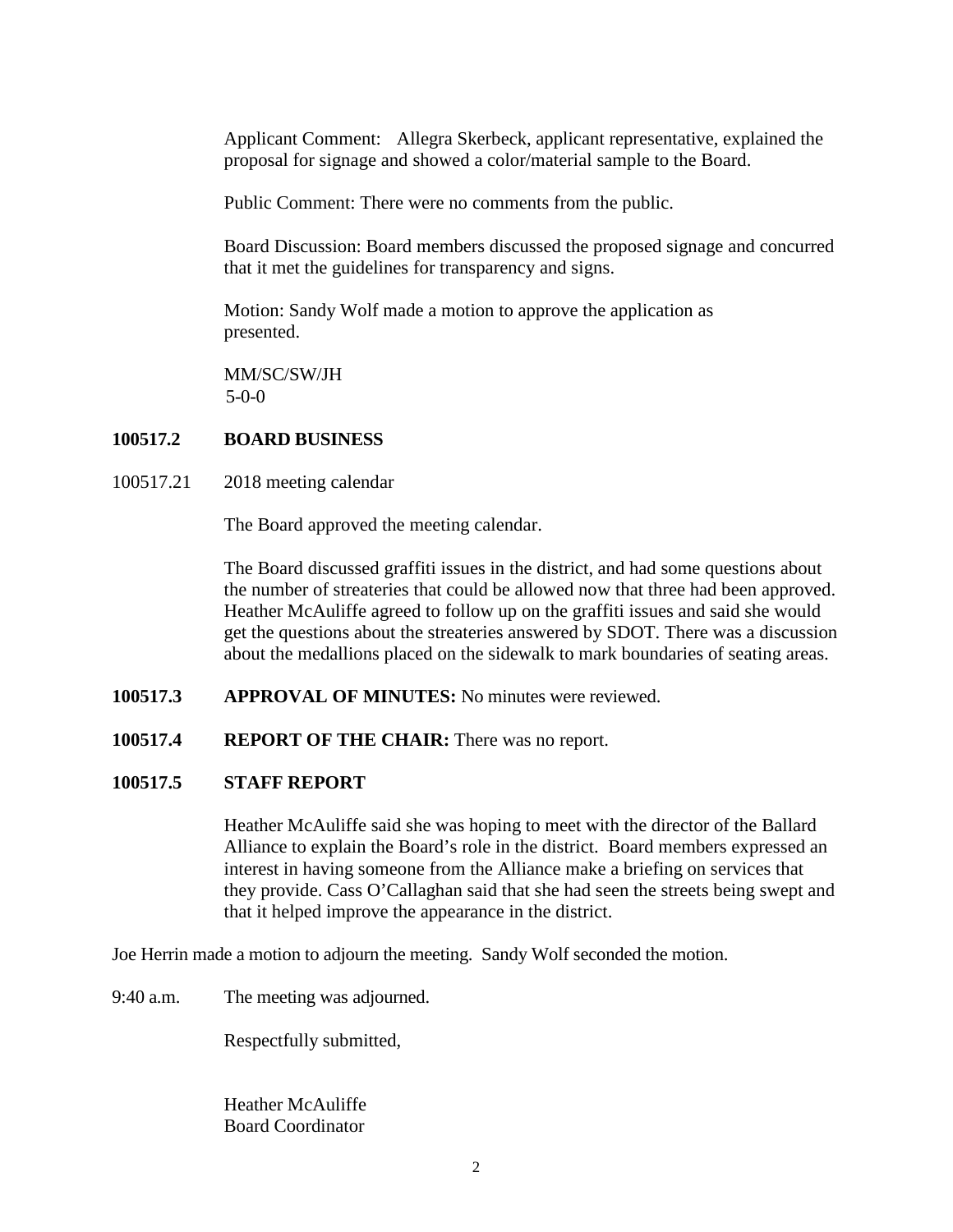Applicant Comment: Allegra Skerbeck, applicant representative, explained the proposal for signage and showed a color/material sample to the Board.

Public Comment: There were no comments from the public.

Board Discussion: Board members discussed the proposed signage and concurred that it met the guidelines for transparency and signs.

Motion: Sandy Wolf made a motion to approve the application as presented.

MM/SC/SW/JH
5-0-0

**100517.2 BOARD BUSINESS**

100517.21 2018 meeting calendar

The Board approved the meeting calendar.

The Board discussed graffiti issues in the district, and had some questions about the number of streateries that could be allowed now that three had been approved. Heather McAuliffe agreed to follow up on the graffiti issues and said she would get the questions about the streateries answered by SDOT. There was a discussion about the medallions placed on the sidewalk to mark boundaries of seating areas.

**100517.3 APPROVAL OF MINUTES:** No minutes were reviewed.

**100517.4 REPORT OF THE CHAIR:** There was no report.

**100517.5 STAFF REPORT**

Heather McAuliffe said she was hoping to meet with the director of the Ballard Alliance to explain the Board's role in the district. Board members expressed an interest in having someone from the Alliance make a briefing on services that they provide. Cass O'Callaghan said that she had seen the streets being swept and that it helped improve the appearance in the district.

Joe Herrin made a motion to adjourn the meeting. Sandy Wolf seconded the motion.

9:40 a.m. The meeting was adjourned.

Respectfully submitted,

Heather McAuliffe
Board Coordinator